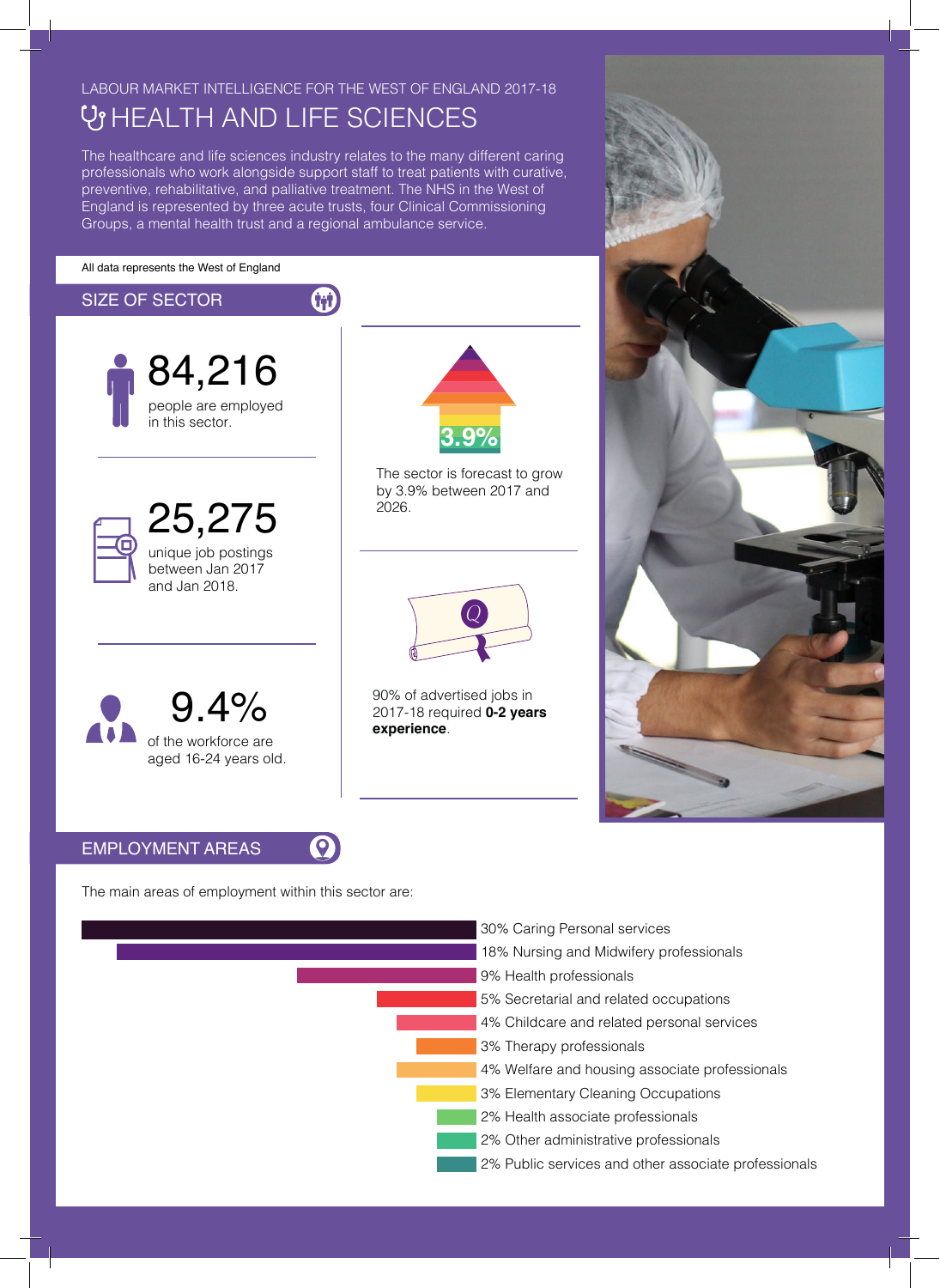LABOUR MARKET INTELLIGENCE FOR THE WEST OF ENGLAND 2017-18

# HEALTH AND LIFE SCIENCES

The healthcare and life sciences industry relates to the many different caring professionals who work alongside support staff to treat patients with curative, preventive, rehabilitative, and palliative treatment. The NHS in the West of England is represented by three acute trusts, four Clinical Commissioning Groups, a mental health trust and a regional ambulance service.

All data represents the West of England

## SIZE OF SECTOR

**84,216** people are employed in this sector.

**25,275** unique job postings between Jan 2017 and Jan 2018.

**9.4%** of the workforce are aged 16-24 years old.

**3.9%** The sector is forecast to grow by 3.9% between 2017 and 2026.

90% of advertised jobs in 2017-18 required **0-2 years experience**.

## EMPLOYMENT AREAS

The main areas of employment within this sector are:

- 30% Caring Personal services
- 18% Nursing and Midwifery professionals
- 9% Health professionals
- 5% Secretarial and related occupations
- 4% Childcare and related personal services
- 3% Therapy professionals
- 4% Welfare and housing associate professionals
- 3% Elementary Cleaning Occupations
- 2% Health associate professionals
- 2% Other administrative professionals
- 2% Public services and other associate professionals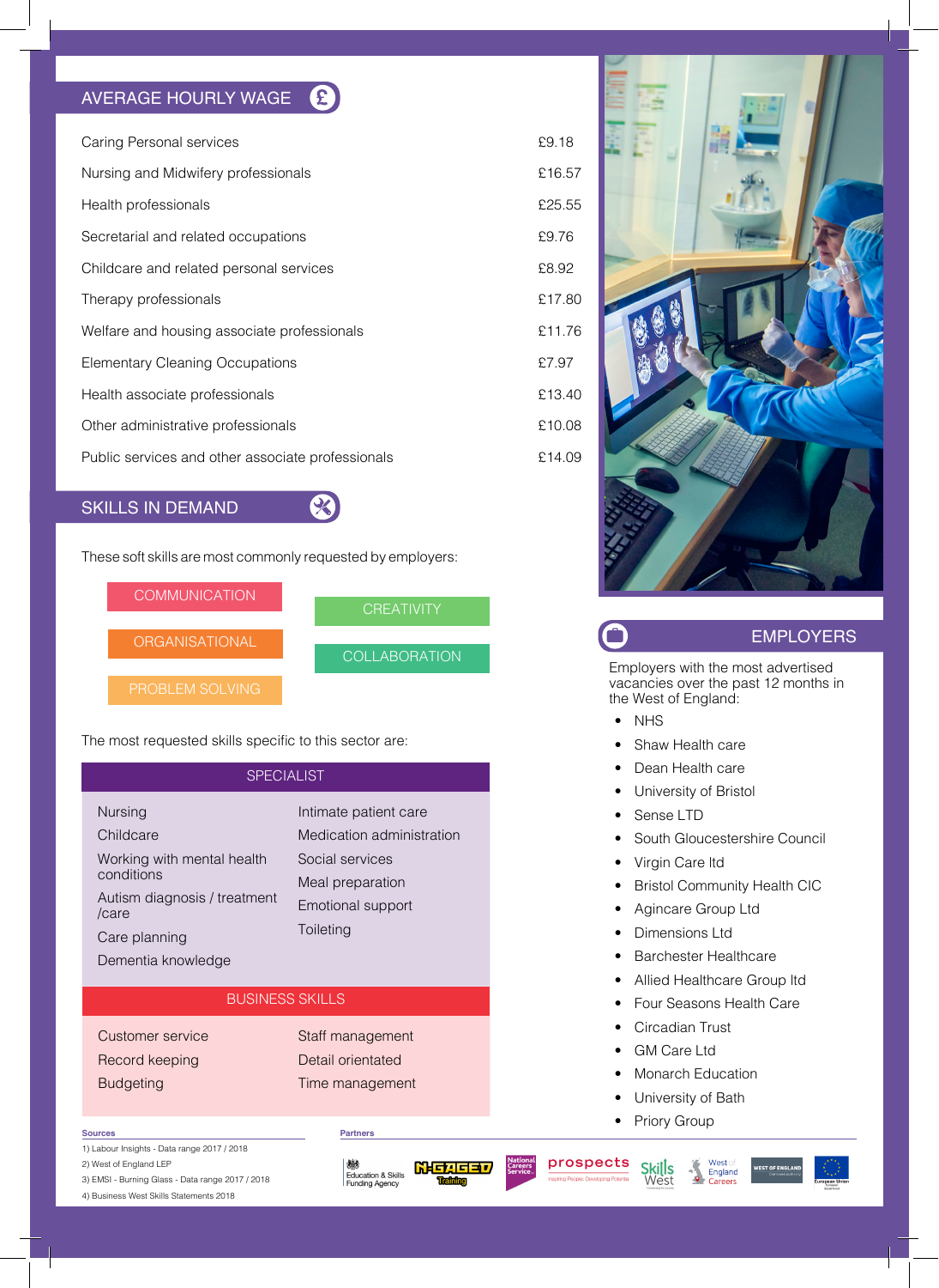## AVERAGE HOURLY WAGE

| | |
|---|---|
| Caring Personal services | £9.18 |
| Nursing and Midwifery professionals | £16.57 |
| Health professionals | £25.55 |
| Secretarial and related occupations | £9.76 |
| Childcare and related personal services | £8.92 |
| Therapy professionals | £17.80 |
| Welfare and housing associate professionals | £11.76 |
| Elementary Cleaning Occupations | £7.97 |
| Health associate professionals | £13.40 |
| Other administrative professionals | £10.08 |
| Public services and other associate professionals | £14.09 |

## SKILLS IN DEMAND

These soft skills are most commonly requested by employers:

- COMMUNICATION
- CREATIVITY
- ORGANISATIONAL
- COLLABORATION
- PROBLEM SOLVING

The most requested skills specific to this sector are:

### SPECIALIST

- Nursing
- Childcare
- Working with mental health conditions
- Autism diagnosis / treatment /care
- Care planning
- Dementia knowledge
- Intimate patient care
- Medication administration
- Social services
- Meal preparation
- Emotional support
- Toileting

### BUSINESS SKILLS

- Customer service
- Record keeping
- Budgeting
- Staff management
- Detail orientated
- Time management

## EMPLOYERS

Employers with the most advertised vacancies over the past 12 months in the West of England:

- NHS
- Shaw Health care
- Dean Health care
- University of Bristol
- Sense LTD
- South Gloucestershire Council
- Virgin Care ltd
- Bristol Community Health CIC
- Agincare Group Ltd
- Dimensions Ltd
- Barchester Healthcare
- Allied Healthcare Group ltd
- Four Seasons Health Care
- Circadian Trust
- GM Care Ltd
- Monarch Education
- University of Bath
- Priory Group

**Sources**

1) Labour Insights - Data range 2017 / 2018
2) West of England LEP
3) EMSI - Burning Glass - Data range 2017 / 2018
4) Business West Skills Statements 2018

**Partners**

Education & Skills Funding Agency · N-GAGED Training · National Careers Service · prospects · Skills West · West of England Careers · West of England · European Union